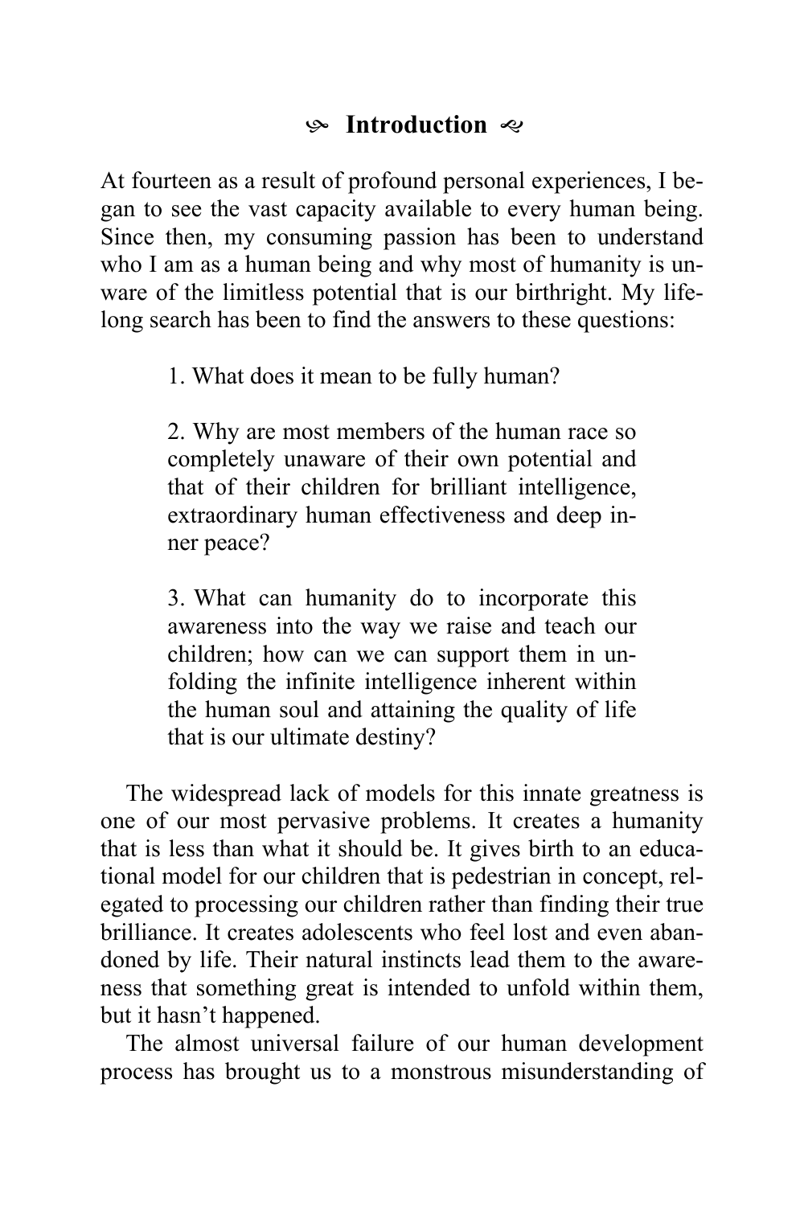# Introduction

At fourteen as a result of profound personal experiences, I began to see the vast capacity available to every human being. Since then, my consuming passion has been to understand who I am as a human being and why most of humanity is unaware of the limitless potential that is our birthright. My lifelong search has been to find the answers to these questions:

1. What does it mean to be fully human?

2. Why are most members of the human race so completely unaware of their own potential and that of their children for brilliant intelligence, extraordinary human effectiveness and deep inner peace?

3. What can humanity do to incorporate this awareness into the way we raise and teach our children; how can we can support them in unfolding the infinite intelligence inherent within the human soul and attaining the quality of life that is our ultimate destiny?

The widespread lack of models for this innate greatness is one of our most pervasive problems. It creates a humanity that is less than what it should be. It gives birth to an educational model for our children that is pedestrian in concept, relegated to processing our children rather than finding their true brilliance. It creates adolescents who feel lost and even abandoned by life. Their natural instincts lead them to the awareness that something great is intended to unfold within them, but it hasn't happened.

The almost universal failure of our human development process has brought us to a monstrous misunderstanding of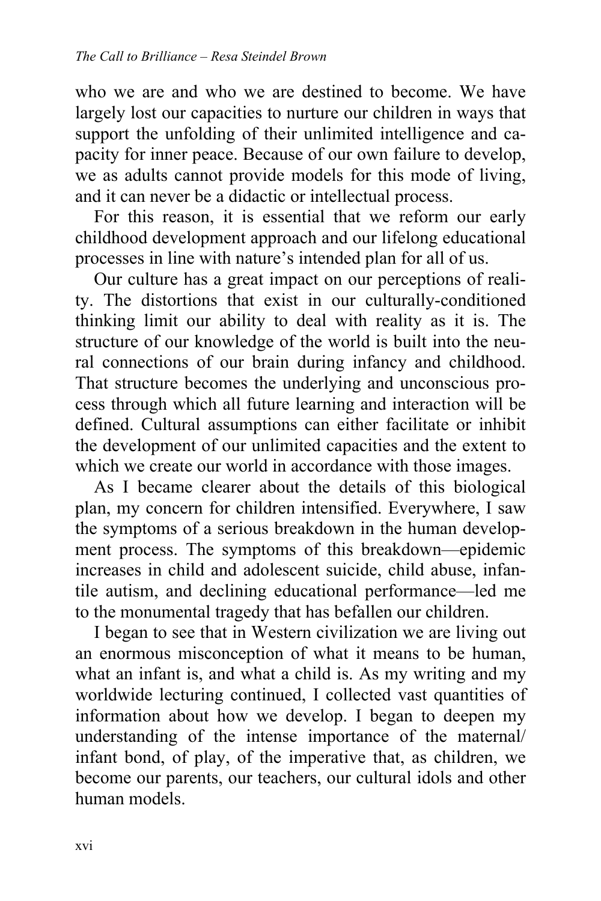who we are and who we are destined to become. We have largely lost our capacities to nurture our children in ways that support the unfolding of their unlimited intelligence and capacity for inner peace. Because of our own failure to develop, we as adults cannot provide models for this mode of living, and it can never be a didactic or intellectual process.

For this reason, it is essential that we reform our early childhood development approach and our lifelong educational processes in line with nature's intended plan for all of us.

Our culture has a great impact on our perceptions of reality. The distortions that exist in our culturally-conditioned thinking limit our ability to deal with reality as it is. The structure of our knowledge of the world is built into the neural connections of our brain during infancy and childhood. That structure becomes the underlying and unconscious process through which all future learning and interaction will be defined. Cultural assumptions can either facilitate or inhibit the development of our unlimited capacities and the extent to which we create our world in accordance with those images.

As I became clearer about the details of this biological plan, my concern for children intensified. Everywhere, I saw the symptoms of a serious breakdown in the human development process. The symptoms of this breakdown—epidemic increases in child and adolescent suicide, child abuse, infantile autism, and declining educational performance—led me to the monumental tragedy that has befallen our children.

I began to see that in Western civilization we are living out an enormous misconception of what it means to be human, what an infant is, and what a child is. As my writing and my worldwide lecturing continued, I collected vast quantities of information about how we develop. I began to deepen my understanding of the intense importance of the maternal/infant bond, of play, of the imperative that, as children, we become our parents, our teachers, our cultural idols and other human models.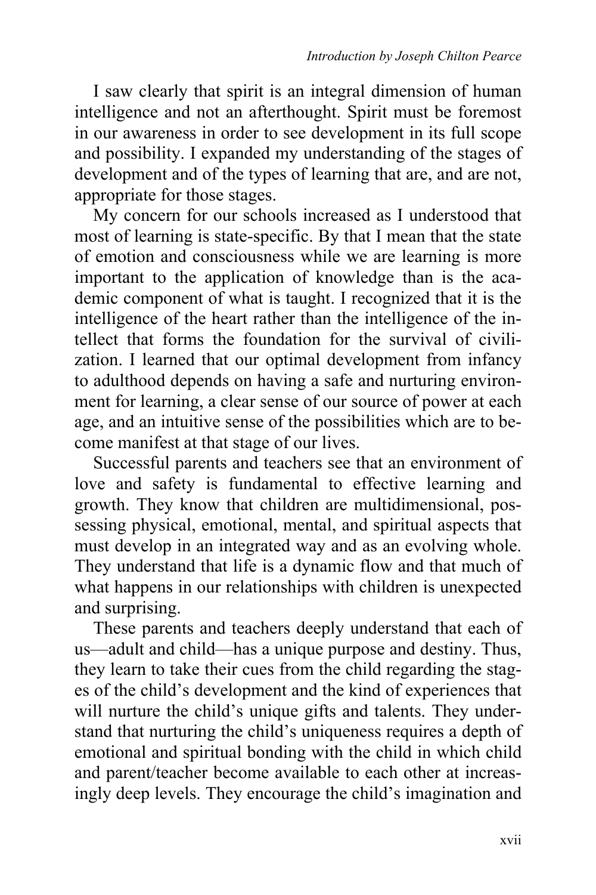I saw clearly that spirit is an integral dimension of human intelligence and not an afterthought. Spirit must be foremost in our awareness in order to see development in its full scope and possibility. I expanded my understanding of the stages of development and of the types of learning that are, and are not, appropriate for those stages.

My concern for our schools increased as I understood that most of learning is state-specific. By that I mean that the state of emotion and consciousness while we are learning is more important to the application of knowledge than is the academic component of what is taught. I recognized that it is the intelligence of the heart rather than the intelligence of the intellect that forms the foundation for the survival of civilization. I learned that our optimal development from infancy to adulthood depends on having a safe and nurturing environment for learning, a clear sense of our source of power at each age, and an intuitive sense of the possibilities which are to become manifest at that stage of our lives.

Successful parents and teachers see that an environment of love and safety is fundamental to effective learning and growth. They know that children are multidimensional, possessing physical, emotional, mental, and spiritual aspects that must develop in an integrated way and as an evolving whole. They understand that life is a dynamic flow and that much of what happens in our relationships with children is unexpected and surprising.

These parents and teachers deeply understand that each of us—adult and child—has a unique purpose and destiny. Thus, they learn to take their cues from the child regarding the stages of the child's development and the kind of experiences that will nurture the child's unique gifts and talents. They understand that nurturing the child's uniqueness requires a depth of emotional and spiritual bonding with the child in which child and parent/teacher become available to each other at increasingly deep levels. They encourage the child's imagination and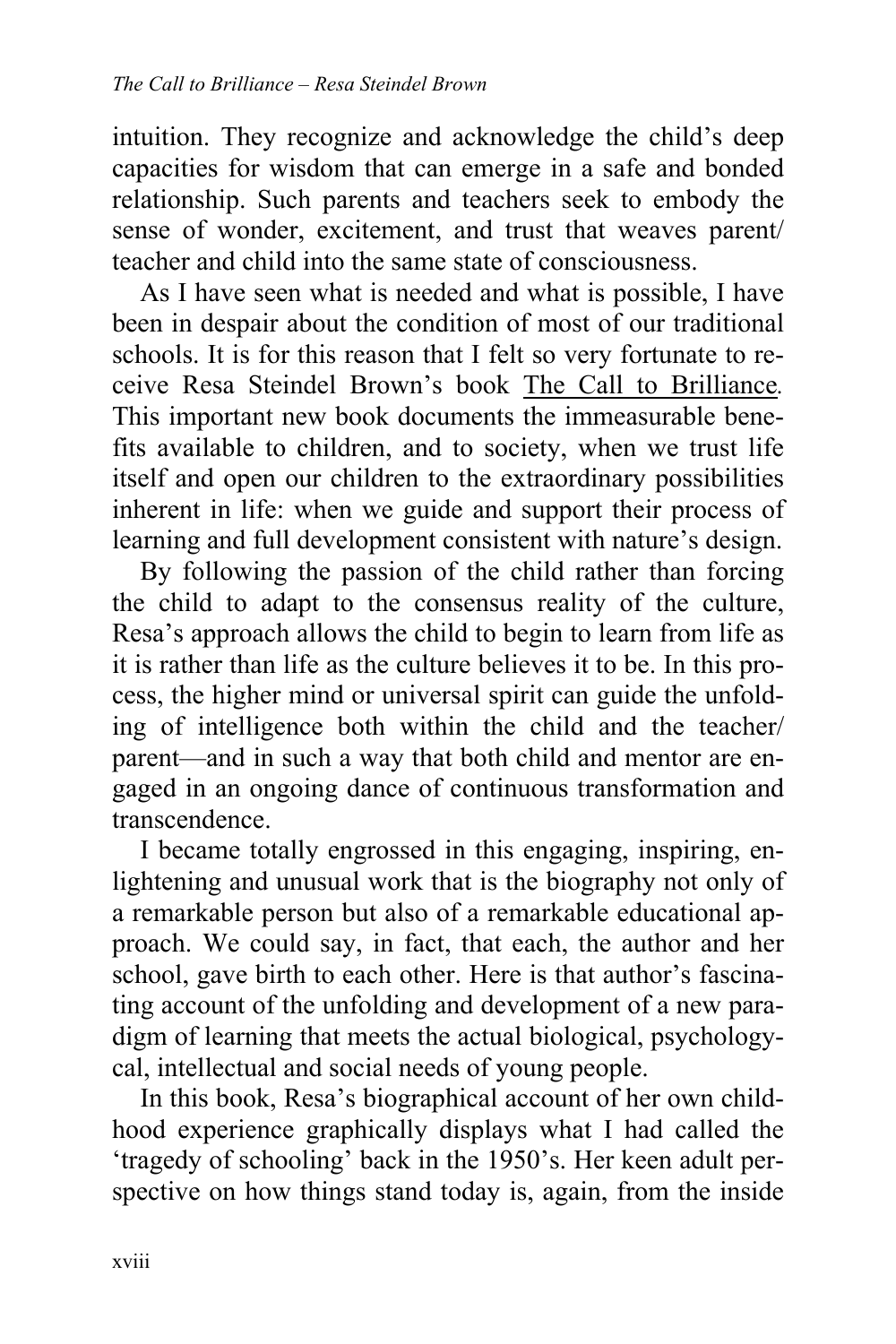intuition. They recognize and acknowledge the child's deep capacities for wisdom that can emerge in a safe and bonded relationship. Such parents and teachers seek to embody the sense of wonder, excitement, and trust that weaves parent/ teacher and child into the same state of consciousness.

As I have seen what is needed and what is possible, I have been in despair about the condition of most of our traditional schools. It is for this reason that I felt so very fortunate to receive Resa Steindel Brown's book The Call to Brilliance. This important new book documents the immeasurable benefits available to children, and to society, when we trust life itself and open our children to the extraordinary possibilities inherent in life: when we guide and support their process of learning and full development consistent with nature's design.

By following the passion of the child rather than forcing the child to adapt to the consensus reality of the culture, Resa's approach allows the child to begin to learn from life as it is rather than life as the culture believes it to be. In this process, the higher mind or universal spirit can guide the unfolding of intelligence both within the child and the teacher/ parent—and in such a way that both child and mentor are engaged in an ongoing dance of continuous transformation and transcendence.

I became totally engrossed in this engaging, inspiring, enlightening and unusual work that is the biography not only of a remarkable person but also of a remarkable educational approach. We could say, in fact, that each, the author and her school, gave birth to each other. Here is that author's fascinating account of the unfolding and development of a new paradigm of learning that meets the actual biological, psychologycal, intellectual and social needs of young people.

In this book, Resa's biographical account of her own childhood experience graphically displays what I had called the 'tragedy of schooling' back in the 1950's. Her keen adult perspective on how things stand today is, again, from the inside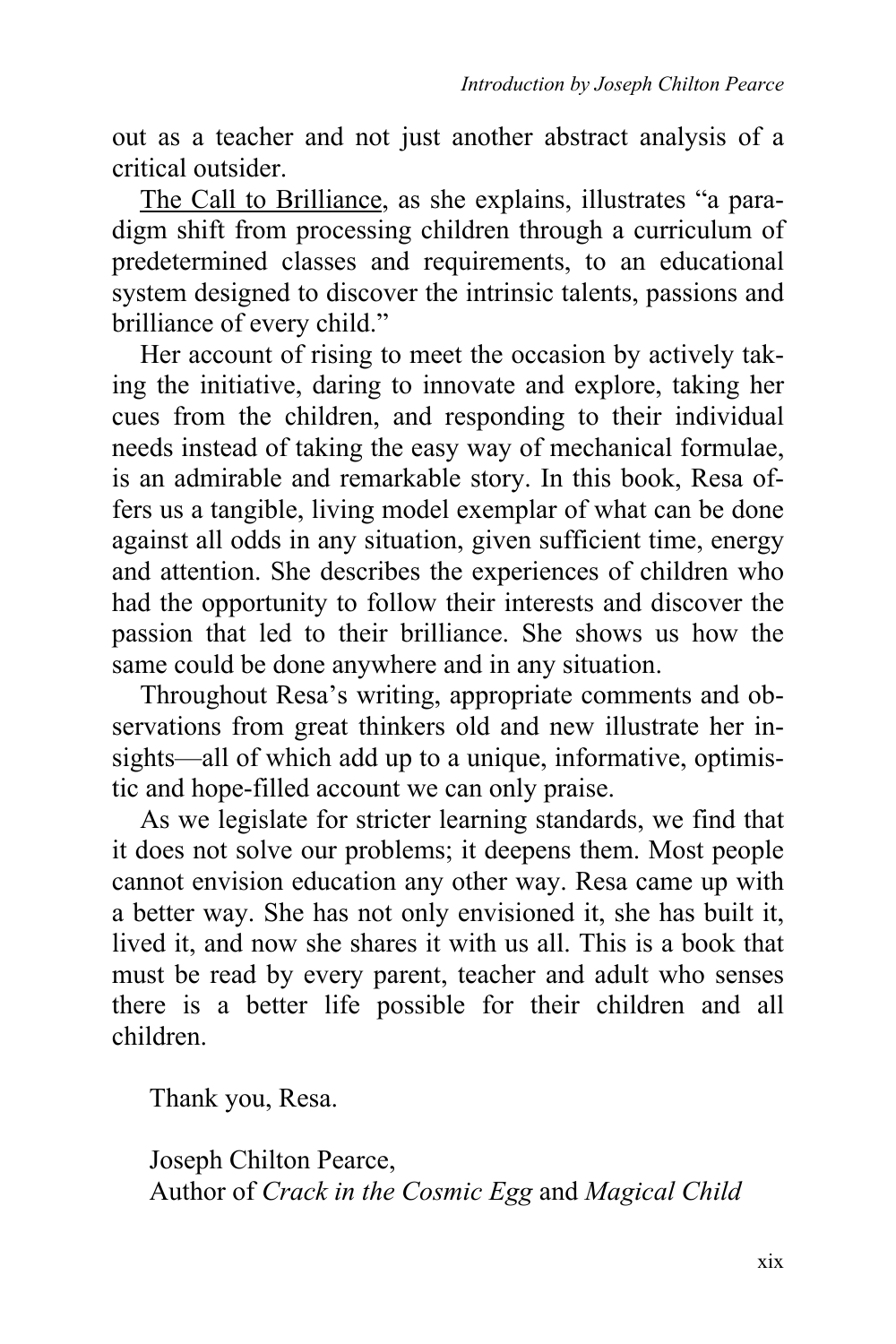out as a teacher and not just another abstract analysis of a critical outsider.

The Call to Brilliance, as she explains, illustrates "a paradigm shift from processing children through a curriculum of predetermined classes and requirements, to an educational system designed to discover the intrinsic talents, passions and brilliance of every child."

Her account of rising to meet the occasion by actively taking the initiative, daring to innovate and explore, taking her cues from the children, and responding to their individual needs instead of taking the easy way of mechanical formulae, is an admirable and remarkable story. In this book, Resa offers us a tangible, living model exemplar of what can be done against all odds in any situation, given sufficient time, energy and attention. She describes the experiences of children who had the opportunity to follow their interests and discover the passion that led to their brilliance. She shows us how the same could be done anywhere and in any situation.

Throughout Resa's writing, appropriate comments and observations from great thinkers old and new illustrate her insights—all of which add up to a unique, informative, optimistic and hope-filled account we can only praise.

As we legislate for stricter learning standards, we find that it does not solve our problems; it deepens them. Most people cannot envision education any other way. Resa came up with a better way. She has not only envisioned it, she has built it, lived it, and now she shares it with us all. This is a book that must be read by every parent, teacher and adult who senses there is a better life possible for their children and all children.

Thank you, Resa.

Joseph Chilton Pearce,
Author of *Crack in the Cosmic Egg* and *Magical Child*